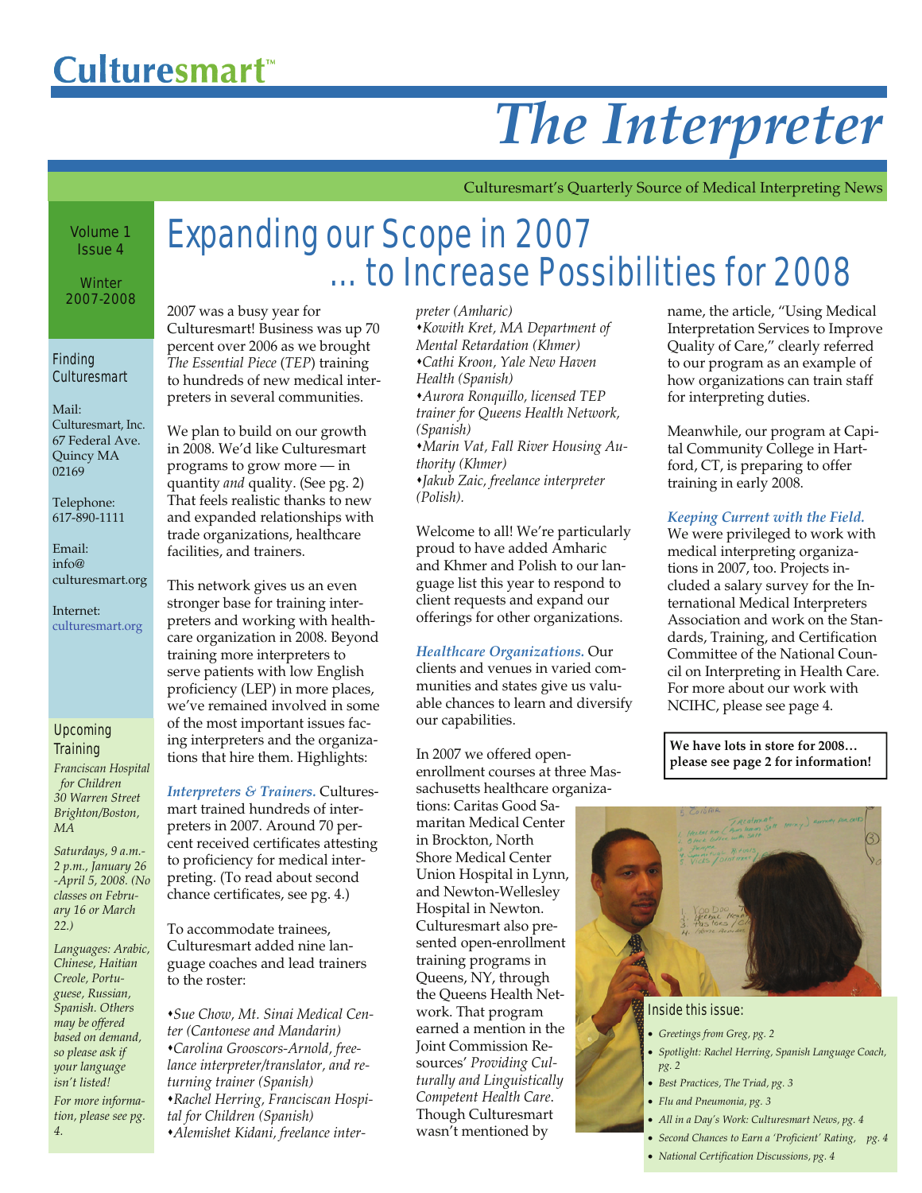# Culturesmart™

# *The Interpreter*

Culturesmart's Quarterly Source of Medical Interpreting News

Volume 1 Issue 4

Winter 2007-2008

## Expanding our Scope in 2007 … to Increase Possibilities for 2008

2007 was a busy year for Culturesmart! Business was up 70 percent over 2006 as we brought *The Essential Piece* (*TEP*) training to hundreds of new medical interpreters in several communities.

We plan to build on our growth in 2008. We'd like Culturesmart programs to grow more — in quantity *and* quality. (See pg. 2) That feels realistic thanks to new and expanded relationships with trade organizations, healthcare facilities, and trainers.

This network gives us an even stronger base for training interpreters and working with healthcare organization in 2008. Beyond training more interpreters to serve patients with low English proficiency (LEP) in more places, we've remained involved in some of the most important issues facing interpreters and the organizations that hire them. Highlights:

***Interpreters & Trainers.*** Culturesmart trained hundreds of interpreters in 2007. Around 70 percent received certificates attesting to proficiency for medical interpreting. (To read about second chance certificates, see pg. 4.)

To accommodate trainees, Culturesmart added nine language coaches and lead trainers to the roster:

- *Sue Chow, Mt. Sinai Medical Center (Cantonese and Mandarin)*
- *Carolina Grooscors-Arnold, freelance interpreter/translator, and returning trainer (Spanish)*
- *Rachel Herring, Franciscan Hospital for Children (Spanish)*
- *Alemishet Kidani, freelance interpreter (Amharic)*
- *Kowith Kret, MA Department of Mental Retardation (Khmer)*
- *Cathi Kroon, Yale New Haven Health (Spanish)*
- *Aurora Ronquillo, licensed TEP trainer for Queens Health Network, (Spanish)*
- *Marin Vat, Fall River Housing Authority (Khmer)*
- *Jakub Zaic, freelance interpreter (Polish).*

Welcome to all! We're particularly proud to have added Amharic and Khmer and Polish to our language list this year to respond to client requests and expand our offerings for other organizations.

***Healthcare Organizations.*** Our clients and venues in varied communities and states give us valuable chances to learn and diversify our capabilities.

In 2007 we offered open-enrollment courses at three Massachusetts healthcare organizations: Caritas Good Samaritan Medical Center in Brockton, North Shore Medical Center Union Hospital in Lynn, and Newton-Wellesley Hospital in Newton. Culturesmart also presented open-enrollment training programs in Queens, NY, through the Queens Health Network. That program earned a mention in the Joint Commission Resources' *Providing Culturally and Linguistically Competent Health Care.* Though Culturesmart wasn't mentioned by name, the article, "Using Medical Interpretation Services to Improve Quality of Care," clearly referred to our program as an example of how organizations can train staff for interpreting duties.

Meanwhile, our program at Capital Community College in Hartford, CT, is preparing to offer training in early 2008.

***Keeping Current with the Field.*** We were privileged to work with medical interpreting organizations in 2007, too. Projects included a salary survey for the International Medical Interpreters Association and work on the Standards, Training, and Certification Committee of the National Council on Interpreting in Health Care. For more about our work with NCIHC, please see page 4.

**We have lots in store for 2008… please see page 2 for information!**

### Finding Culturesmart

Mail:
Culturesmart, Inc.
67 Federal Ave.
Quincy MA
02169

Telephone:
617-890-1111

Email:
info@culturesmart.org

Internet:
culturesmart.org

### Upcoming Training

*Franciscan Hospital for Children*
*30 Warren Street*
*Brighton/Boston, MA*

*Saturdays, 9 a.m.-2 p.m., January 26 -April 5, 2008. (No classes on February 16 or March 22.)*

*Languages: Arabic, Chinese, Haitian Creole, Portuguese, Russian, Spanish. Others may be offered based on demand, so please ask if your language isn't listed!*

*For more information, please see pg. 4.*

### Inside this issue:

- *Greetings from Greg, pg. 2*
- *Spotlight: Rachel Herring, Spanish Language Coach, pg. 2*
- *Best Practices, The Triad, pg. 3*
- *Flu and Pneumonia, pg. 3*
- *All in a Day's Work: Culturesmart News, pg. 4*
- *Second Chances to Earn a 'Proficient' Rating, pg. 4*
- *National Certification Discussions, pg. 4*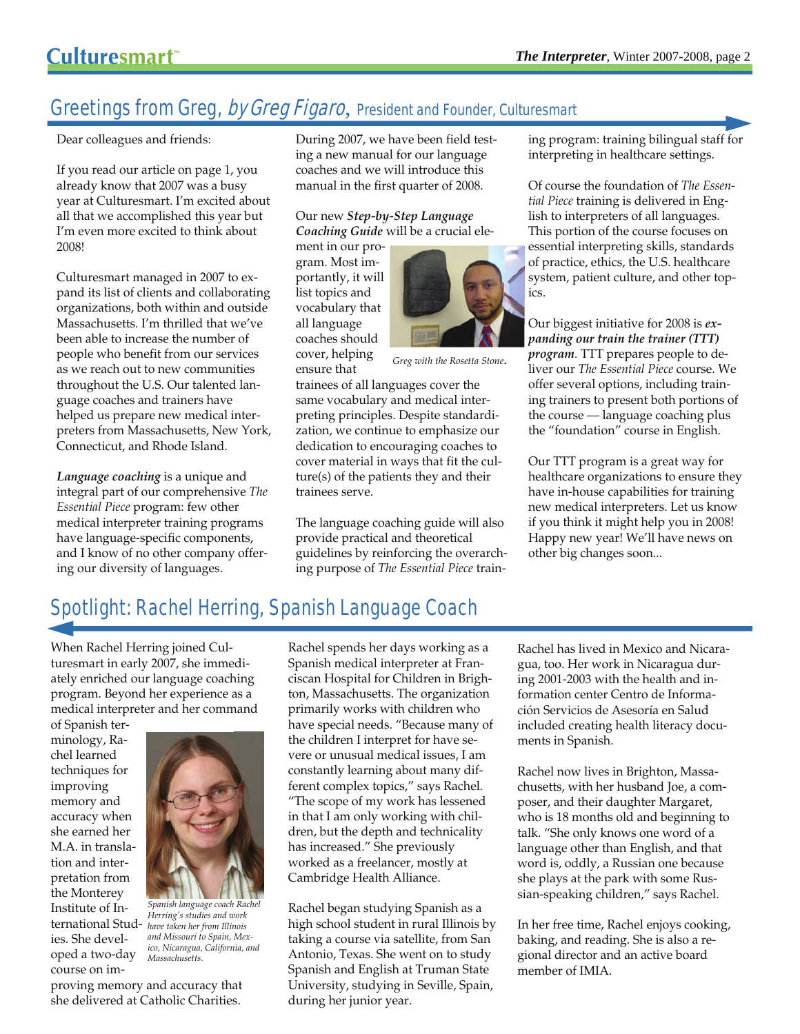## Greetings from Greg, *by Greg Figaro*, President and Founder, Culturesmart

Dear colleagues and friends:

If you read our article on page 1, you already know that 2007 was a busy year at Culturesmart. I'm excited about all that we accomplished this year but I'm even more excited to think about 2008!

Culturesmart managed in 2007 to expand its list of clients and collaborating organizations, both within and outside Massachusetts. I'm thrilled that we've been able to increase the number of people who benefit from our services as we reach out to new communities throughout the U.S. Our talented language coaches and trainers have helped us prepare new medical interpreters from Massachusetts, New York, Connecticut, and Rhode Island.

***Language coaching*** is a unique and integral part of our comprehensive *The Essential Piece* program: few other medical interpreter training programs have language-specific components, and I know of no other company offering our diversity of languages.

During 2007, we have been field testing a new manual for our language coaches and we will introduce this manual in the first quarter of 2008.

Our new ***Step-by-Step Language Coaching Guide*** will be a crucial element in our program. Most importantly, it will list topics and vocabulary that all language coaches should cover, helping ensure that trainees of all languages cover the same vocabulary and medical interpreting principles. Despite standardization, we continue to emphasize our dedication to encouraging coaches to cover material in ways that fit the culture(s) of the patients they and their trainees serve.

*Greg with the Rosetta Stone.*

The language coaching guide will also provide practical and theoretical guidelines by reinforcing the overarching purpose of *The Essential Piece* training program: training bilingual staff for interpreting in healthcare settings.

Of course the foundation of *The Essential Piece* training is delivered in English to interpreters of all languages. This portion of the course focuses on essential interpreting skills, standards of practice, ethics, the U.S. healthcare system, patient culture, and other topics.

Our biggest initiative for 2008 is ***expanding our train the trainer (TTT) program***. TTT prepares people to deliver our *The Essential Piece* course. We offer several options, including training trainers to present both portions of the course — language coaching plus the "foundation" course in English.

Our TTT program is a great way for healthcare organizations to ensure they have in-house capabilities for training new medical interpreters. Let us know if you think it might help you in 2008! Happy new year! We'll have news on other big changes soon...

## Spotlight: Rachel Herring, Spanish Language Coach

When Rachel Herring joined Culturesmart in early 2007, she immediately enriched our language coaching program. Beyond her experience as a medical interpreter and her command of Spanish terminology, Rachel learned techniques for improving memory and accuracy when she earned her M.A. in translation and interpretation from the Monterey Institute of International Studies. She developed a two-day course on improving memory and accuracy that she delivered at Catholic Charities.

*Spanish language coach Rachel Herring's studies and work have taken her from Illinois and Missouri to Spain, Mexico, Nicaragua, California, and Massachusetts.*

Rachel spends her days working as a Spanish medical interpreter at Franciscan Hospital for Children in Brighton, Massachusetts. The organization primarily works with children who have special needs. "Because many of the children I interpret for have severe or unusual medical issues, I am constantly learning about many different complex topics," says Rachel. "The scope of my work has lessened in that I am only working with children, but the depth and technicality has increased." She previously worked as a freelancer, mostly at Cambridge Health Alliance.

Rachel began studying Spanish as a high school student in rural Illinois by taking a course via satellite, from San Antonio, Texas. She went on to study Spanish and English at Truman State University, studying in Seville, Spain, during her junior year.

Rachel has lived in Mexico and Nicaragua, too. Her work in Nicaragua during 2001-2003 with the health and information center Centro de Información Servicios de Asesoría en Salud included creating health literacy documents in Spanish.

Rachel now lives in Brighton, Massachusetts, with her husband Joe, a composer, and their daughter Margaret, who is 18 months old and beginning to talk. "She only knows one word of a language other than English, and that word is, oddly, a Russian one because she plays at the park with some Russian-speaking children," says Rachel.

In her free time, Rachel enjoys cooking, baking, and reading. She is also a regional director and an active board member of IMIA.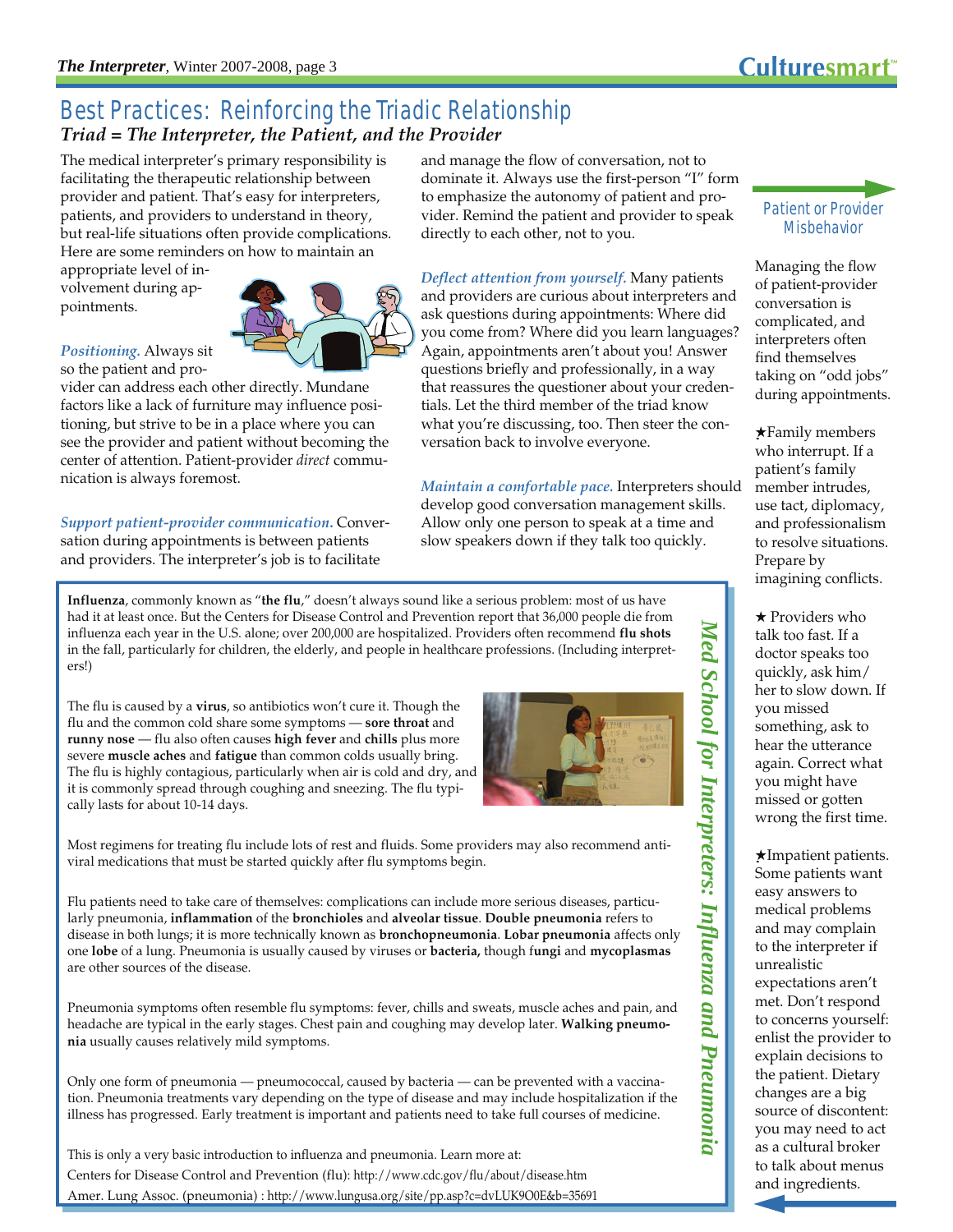# Best Practices: Reinforcing the Triadic Relationship

### *Triad = The Interpreter, the Patient, and the Provider*

The medical interpreter's primary responsibility is facilitating the therapeutic relationship between provider and patient. That's easy for interpreters, patients, and providers to understand in theory, but real-life situations often provide complications. Here are some reminders on how to maintain an appropriate level of involvement during appointments.

***Positioning.*** Always sit so the patient and provider can address each other directly. Mundane factors like a lack of furniture may influence positioning, but strive to be in a place where you can see the provider and patient without becoming the center of attention. Patient-provider *direct* communication is always foremost.

***Support patient-provider communication.*** Conversation during appointments is between patients and providers. The interpreter's job is to facilitate and manage the flow of conversation, not to dominate it. Always use the first-person "I" form to emphasize the autonomy of patient and provider. Remind the patient and provider to speak directly to each other, not to you.

***Deflect attention from yourself.*** Many patients and providers are curious about interpreters and ask questions during appointments: Where did you come from? Where did you learn languages? Again, appointments aren't about you! Answer questions briefly and professionally, in a way that reassures the questioner about your credentials. Let the third member of the triad know what you're discussing, too. Then steer the conversation back to involve everyone.

***Maintain a comfortable pace.*** Interpreters should develop good conversation management skills. Allow only one person to speak at a time and slow speakers down if they talk too quickly.

## Patient or Provider Misbehavior

Managing the flow of patient-provider conversation is complicated, and interpreters often find themselves taking on "odd jobs" during appointments.

★Family members who interrupt. If a patient's family member intrudes, use tact, diplomacy, and professionalism to resolve situations. Prepare by imagining conflicts.

★ Providers who talk too fast. If a doctor speaks too quickly, ask him/her to slow down. If you missed something, ask to hear the utterance again. Correct what you might have missed or gotten wrong the first time.

★Impatient patients. Some patients want easy answers to medical problems and may complain to the interpreter if unrealistic expectations aren't met. Don't respond to concerns yourself: enlist the provider to explain decisions to the patient. Dietary changes are a big source of discontent: you may need to act as a cultural broker to talk about menus and ingredients.

## *Med School for Interpreters: Influenza and Pneumonia*

**Influenza**, commonly known as "**the flu**," doesn't always sound like a serious problem: most of us have had it at least once. But the Centers for Disease Control and Prevention report that 36,000 people die from influenza each year in the U.S. alone; over 200,000 are hospitalized. Providers often recommend **flu shots** in the fall, particularly for children, the elderly, and people in healthcare professions. (Including interpreters!)

The flu is caused by a **virus**, so antibiotics won't cure it. Though the flu and the common cold share some symptoms — **sore throat** and **runny nose** — flu also often causes **high fever** and **chills** plus more severe **muscle aches** and **fatigue** than common colds usually bring. The flu is highly contagious, particularly when air is cold and dry, and it is commonly spread through coughing and sneezing. The flu typically lasts for about 10-14 days.

Most regimens for treating flu include lots of rest and fluids. Some providers may also recommend antiviral medications that must be started quickly after flu symptoms begin.

Flu patients need to take care of themselves: complications can include more serious diseases, particularly pneumonia, **inflammation** of the **bronchioles** and **alveolar tissue**. **Double pneumonia** refers to disease in both lungs; it is more technically known as **bronchopneumonia**. **Lobar pneumonia** affects only one **lobe** of a lung. Pneumonia is usually caused by viruses or **bacteria,** though f**ungi** and **mycoplasmas** are other sources of the disease.

Pneumonia symptoms often resemble flu symptoms: fever, chills and sweats, muscle aches and pain, and headache are typical in the early stages. Chest pain and coughing may develop later. **Walking pneumonia** usually causes relatively mild symptoms.

Only one form of pneumonia — pneumococcal, caused by bacteria — can be prevented with a vaccination. Pneumonia treatments vary depending on the type of disease and may include hospitalization if the illness has progressed. Early treatment is important and patients need to take full courses of medicine.

This is only a very basic introduction to influenza and pneumonia. Learn more at:
Centers for Disease Control and Prevention (flu): http://www.cdc.gov/flu/about/disease.htm
Amer. Lung Assoc. (pneumonia) : http://www.lungusa.org/site/pp.asp?c=dvLUK9O0E&b=35691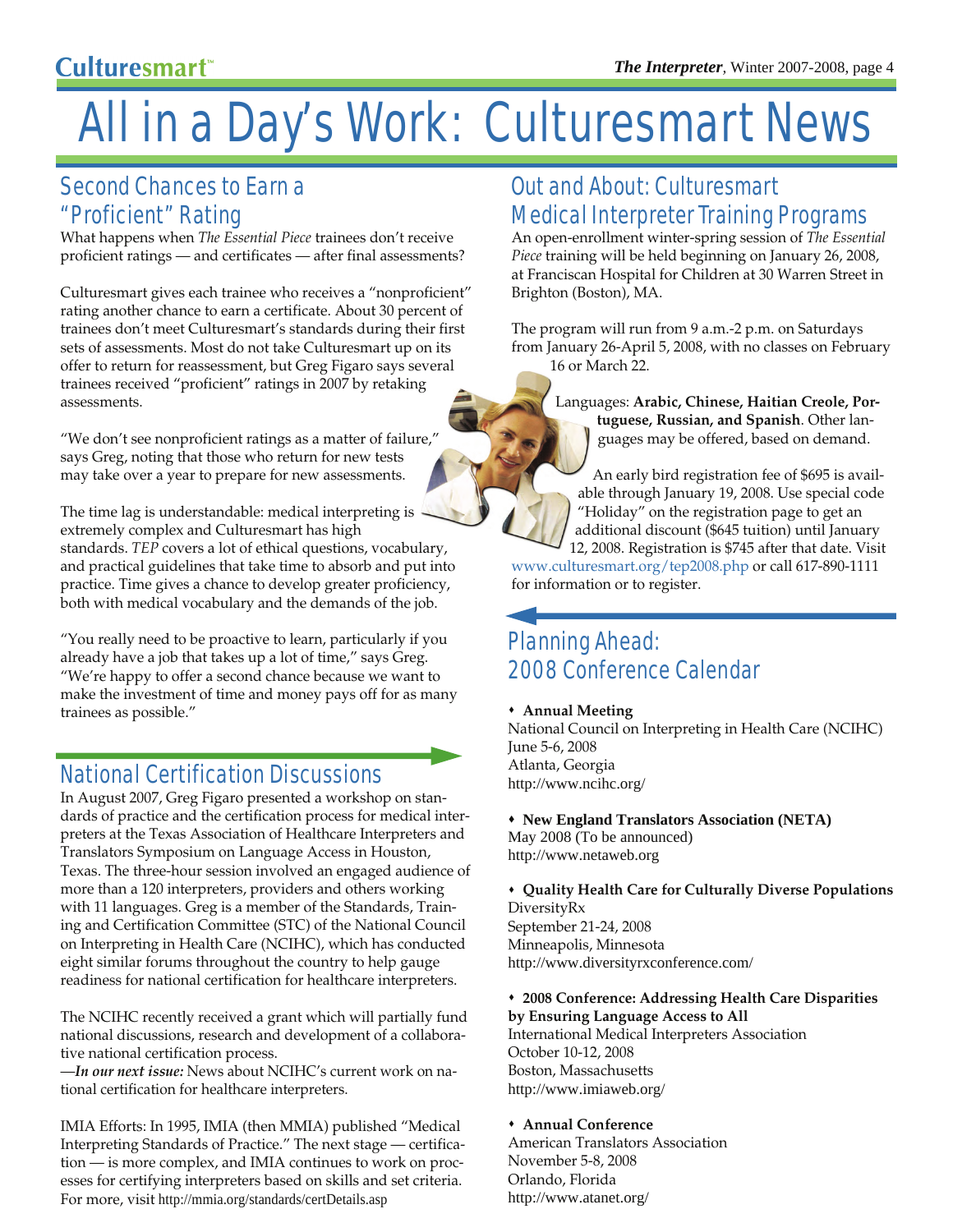# All in a Day's Work: Culturesmart News

## Second Chances to Earn a "Proficient" Rating

What happens when *The Essential Piece* trainees don't receive proficient ratings — and certificates — after final assessments?

Culturesmart gives each trainee who receives a "nonproficient" rating another chance to earn a certificate. About 30 percent of trainees don't meet Culturesmart's standards during their first sets of assessments. Most do not take Culturesmart up on its offer to return for reassessment, but Greg Figaro says several trainees received "proficient" ratings in 2007 by retaking assessments.

"We don't see nonproficient ratings as a matter of failure," says Greg, noting that those who return for new tests may take over a year to prepare for new assessments.

The time lag is understandable: medical interpreting is extremely complex and Culturesmart has high standards. *TEP* covers a lot of ethical questions, vocabulary, and practical guidelines that take time to absorb and put into practice. Time gives a chance to develop greater proficiency, both with medical vocabulary and the demands of the job.

"You really need to be proactive to learn, particularly if you already have a job that takes up a lot of time," says Greg. "We're happy to offer a second chance because we want to make the investment of time and money pays off for as many trainees as possible."

## National Certification Discussions

In August 2007, Greg Figaro presented a workshop on standards of practice and the certification process for medical interpreters at the Texas Association of Healthcare Interpreters and Translators Symposium on Language Access in Houston, Texas. The three-hour session involved an engaged audience of more than a 120 interpreters, providers and others working with 11 languages. Greg is a member of the Standards, Training and Certification Committee (STC) of the National Council on Interpreting in Health Care (NCIHC), which has conducted eight similar forums throughout the country to help gauge readiness for national certification for healthcare interpreters.

The NCIHC recently received a grant which will partially fund national discussions, research and development of a collaborative national certification process.

—***In our next issue:*** News about NCIHC's current work on national certification for healthcare interpreters.

IMIA Efforts: In 1995, IMIA (then MMIA) published "Medical Interpreting Standards of Practice." The next stage — certification — is more complex, and IMIA continues to work on processes for certifying interpreters based on skills and set criteria. For more, visit http://mmia.org/standards/certDetails.asp

## Out and About: Culturesmart Medical Interpreter Training Programs

An open-enrollment winter-spring session of *The Essential Piece* training will be held beginning on January 26, 2008, at Franciscan Hospital for Children at 30 Warren Street in Brighton (Boston), MA.

The program will run from 9 a.m.-2 p.m. on Saturdays from January 26-April 5, 2008, with no classes on February 16 or March 22.

Languages: **Arabic, Chinese, Haitian Creole, Portuguese, Russian, and Spanish**. Other languages may be offered, based on demand.

An early bird registration fee of $695 is available through January 19, 2008. Use special code "Holiday" on the registration page to get an additional discount ($645 tuition) until January 12, 2008. Registration is $745 after that date. Visit www.culturesmart.org/tep2008.php or call 617-890-1111 for information or to register.

## Planning Ahead: 2008 Conference Calendar

- **Annual Meeting**
  National Council on Interpreting in Health Care (NCIHC)
  June 5-6, 2008
  Atlanta, Georgia
  http://www.ncihc.org/

- **New England Translators Association (NETA)**
  May 2008 (To be announced)
  http://www.netaweb.org

- **Quality Health Care for Culturally Diverse Populations**
  DiversityRx
  September 21-24, 2008
  Minneapolis, Minnesota
  http://www.diversityrxconference.com/

- **2008 Conference: Addressing Health Care Disparities by Ensuring Language Access to All**
  International Medical Interpreters Association
  October 10-12, 2008
  Boston, Massachusetts
  http://www.imiaweb.org/

- **Annual Conference**
  American Translators Association
  November 5-8, 2008
  Orlando, Florida
  http://www.atanet.org/